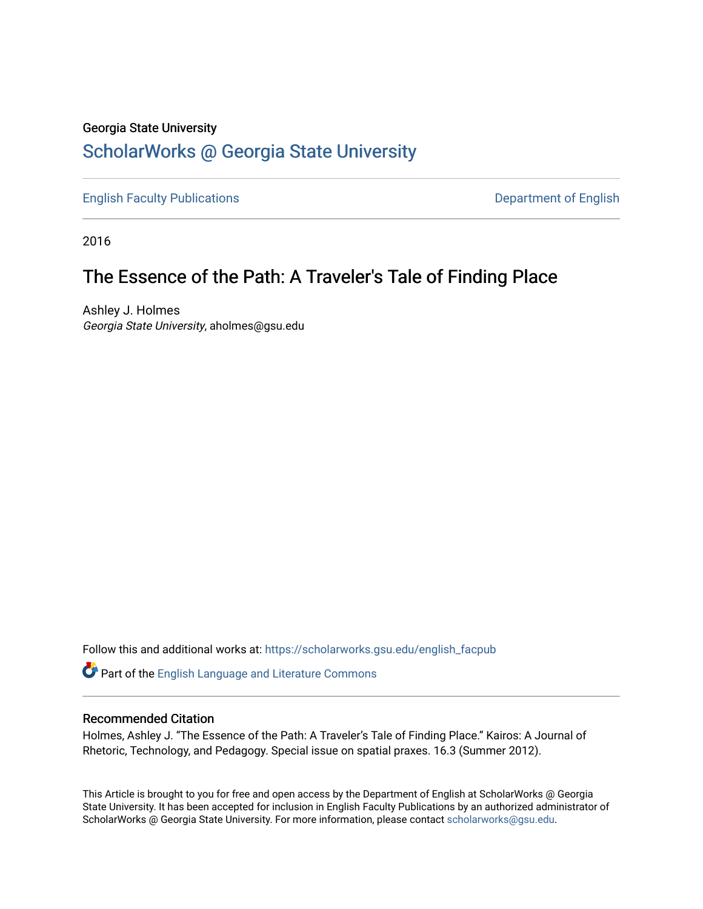Georgia State University

# ScholarWorks @ Georgia State University

English Faculty Publications | Department of English

2016

## The Essence of the Path: A Traveler's Tale of Finding Place

Ashley J. Holmes
*Georgia State University*, aholmes@gsu.edu

Follow this and additional works at: https://scholarworks.gsu.edu/english_facpub

Part of the English Language and Literature Commons

### Recommended Citation

Holmes, Ashley J. "The Essence of the Path: A Traveler's Tale of Finding Place." Kairos: A Journal of Rhetoric, Technology, and Pedagogy. Special issue on spatial praxes. 16.3 (Summer 2012).

This Article is brought to you for free and open access by the Department of English at ScholarWorks @ Georgia State University. It has been accepted for inclusion in English Faculty Publications by an authorized administrator of ScholarWorks @ Georgia State University. For more information, please contact scholarworks@gsu.edu.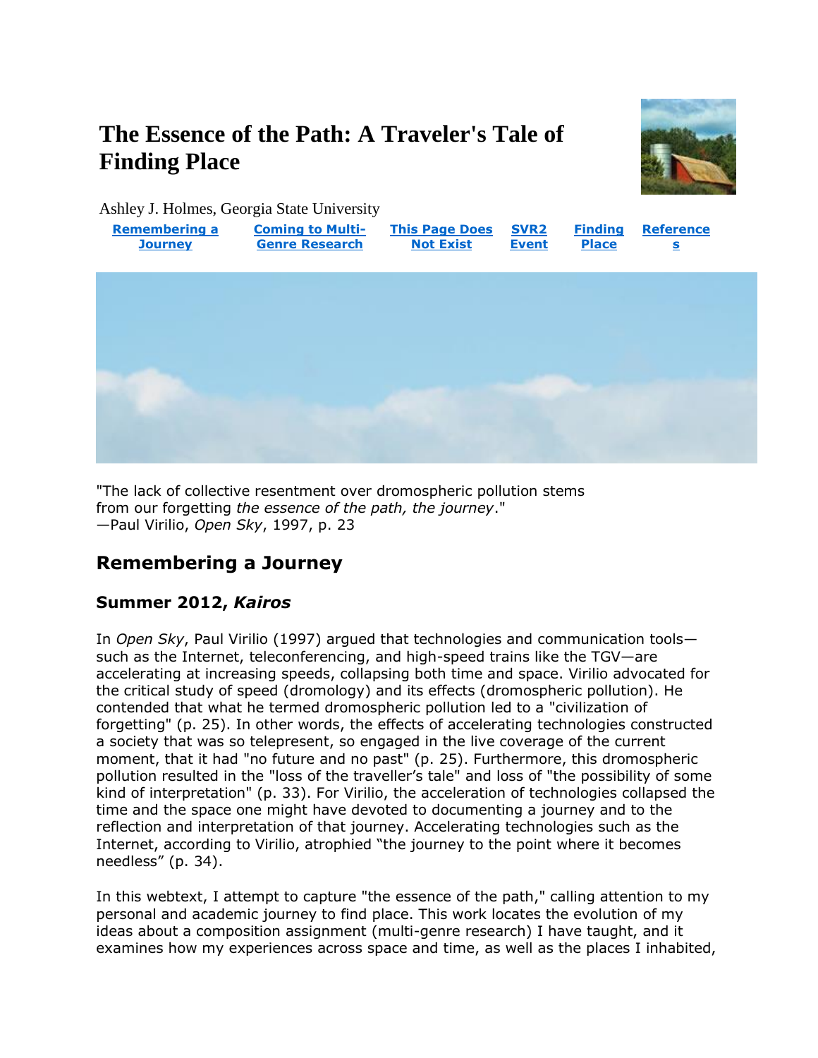# The Essence of the Path: A Traveler's Tale of Finding Place

Ashley J. Holmes, Georgia State University

Remembering a Journey | Coming to Multi-Genre Research | This Page Does Not Exist | SVR2 Event | Finding Place | References

"The lack of collective resentment over dromospheric pollution stems from our forgetting *the essence of the path, the journey*."
—Paul Virilio, *Open Sky*, 1997, p. 23

## Remembering a Journey

### Summer 2012, *Kairos*

In *Open Sky*, Paul Virilio (1997) argued that technologies and communication tools—such as the Internet, teleconferencing, and high-speed trains like the TGV—are accelerating at increasing speeds, collapsing both time and space. Virilio advocated for the critical study of speed (dromology) and its effects (dromospheric pollution). He contended that what he termed dromospheric pollution led to a "civilization of forgetting" (p. 25). In other words, the effects of accelerating technologies constructed a society that was so telepresent, so engaged in the live coverage of the current moment, that it had "no future and no past" (p. 25). Furthermore, this dromospheric pollution resulted in the "loss of the traveller's tale" and loss of "the possibility of some kind of interpretation" (p. 33). For Virilio, the acceleration of technologies collapsed the time and the space one might have devoted to documenting a journey and to the reflection and interpretation of that journey. Accelerating technologies such as the Internet, according to Virilio, atrophied "the journey to the point where it becomes needless" (p. 34).

In this webtext, I attempt to capture "the essence of the path," calling attention to my personal and academic journey to find place. This work locates the evolution of my ideas about a composition assignment (multi-genre research) I have taught, and it examines how my experiences across space and time, as well as the places I inhabited,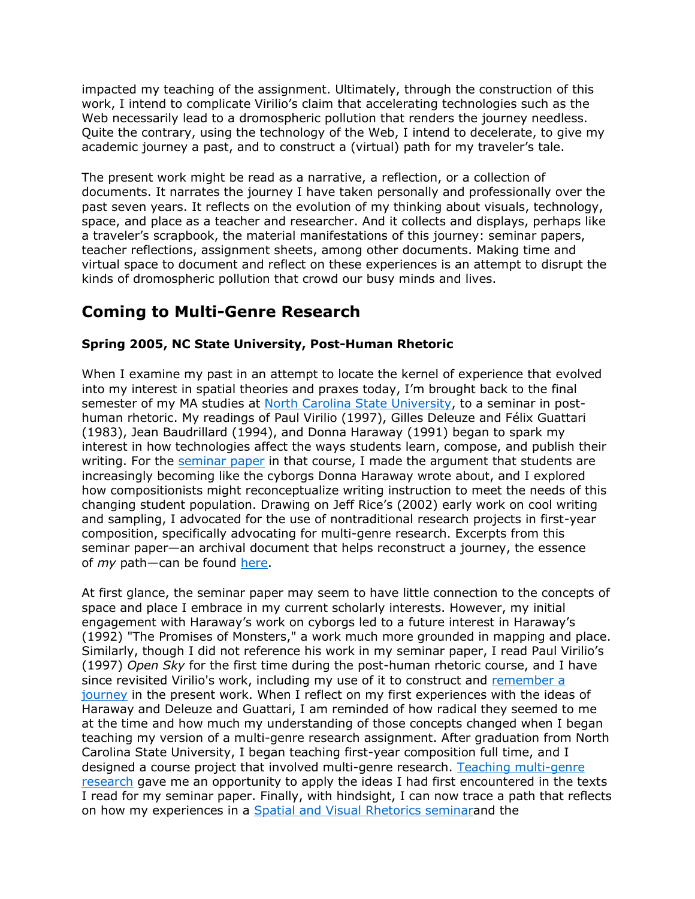impacted my teaching of the assignment. Ultimately, through the construction of this work, I intend to complicate Virilio's claim that accelerating technologies such as the Web necessarily lead to a dromospheric pollution that renders the journey needless. Quite the contrary, using the technology of the Web, I intend to decelerate, to give my academic journey a past, and to construct a (virtual) path for my traveler's tale.

The present work might be read as a narrative, a reflection, or a collection of documents. It narrates the journey I have taken personally and professionally over the past seven years. It reflects on the evolution of my thinking about visuals, technology, space, and place as a teacher and researcher. And it collects and displays, perhaps like a traveler's scrapbook, the material manifestations of this journey: seminar papers, teacher reflections, assignment sheets, among other documents. Making time and virtual space to document and reflect on these experiences is an attempt to disrupt the kinds of dromospheric pollution that crowd our busy minds and lives.

## Coming to Multi-Genre Research

### Spring 2005, NC State University, Post-Human Rhetoric

When I examine my past in an attempt to locate the kernel of experience that evolved into my interest in spatial theories and praxes today, I'm brought back to the final semester of my MA studies at North Carolina State University, to a seminar in post-human rhetoric. My readings of Paul Virilio (1997), Gilles Deleuze and Félix Guattari (1983), Jean Baudrillard (1994), and Donna Haraway (1991) began to spark my interest in how technologies affect the ways students learn, compose, and publish their writing. For the seminar paper in that course, I made the argument that students are increasingly becoming like the cyborgs Donna Haraway wrote about, and I explored how compositionists might reconceptualize writing instruction to meet the needs of this changing student population. Drawing on Jeff Rice's (2002) early work on cool writing and sampling, I advocated for the use of nontraditional research projects in first-year composition, specifically advocating for multi-genre research. Excerpts from this seminar paper—an archival document that helps reconstruct a journey, the essence of *my* path—can be found here.

At first glance, the seminar paper may seem to have little connection to the concepts of space and place I embrace in my current scholarly interests. However, my initial engagement with Haraway's work on cyborgs led to a future interest in Haraway's (1992) "The Promises of Monsters," a work much more grounded in mapping and place. Similarly, though I did not reference his work in my seminar paper, I read Paul Virilio's (1997) *Open Sky* for the first time during the post-human rhetoric course, and I have since revisited Virilio's work, including my use of it to construct and remember a journey in the present work. When I reflect on my first experiences with the ideas of Haraway and Deleuze and Guattari, I am reminded of how radical they seemed to me at the time and how much my understanding of those concepts changed when I began teaching my version of a multi-genre research assignment. After graduation from North Carolina State University, I began teaching first-year composition full time, and I designed a course project that involved multi-genre research. Teaching multi-genre research gave me an opportunity to apply the ideas I had first encountered in the texts I read for my seminar paper. Finally, with hindsight, I can now trace a path that reflects on how my experiences in a Spatial and Visual Rhetorics seminarand the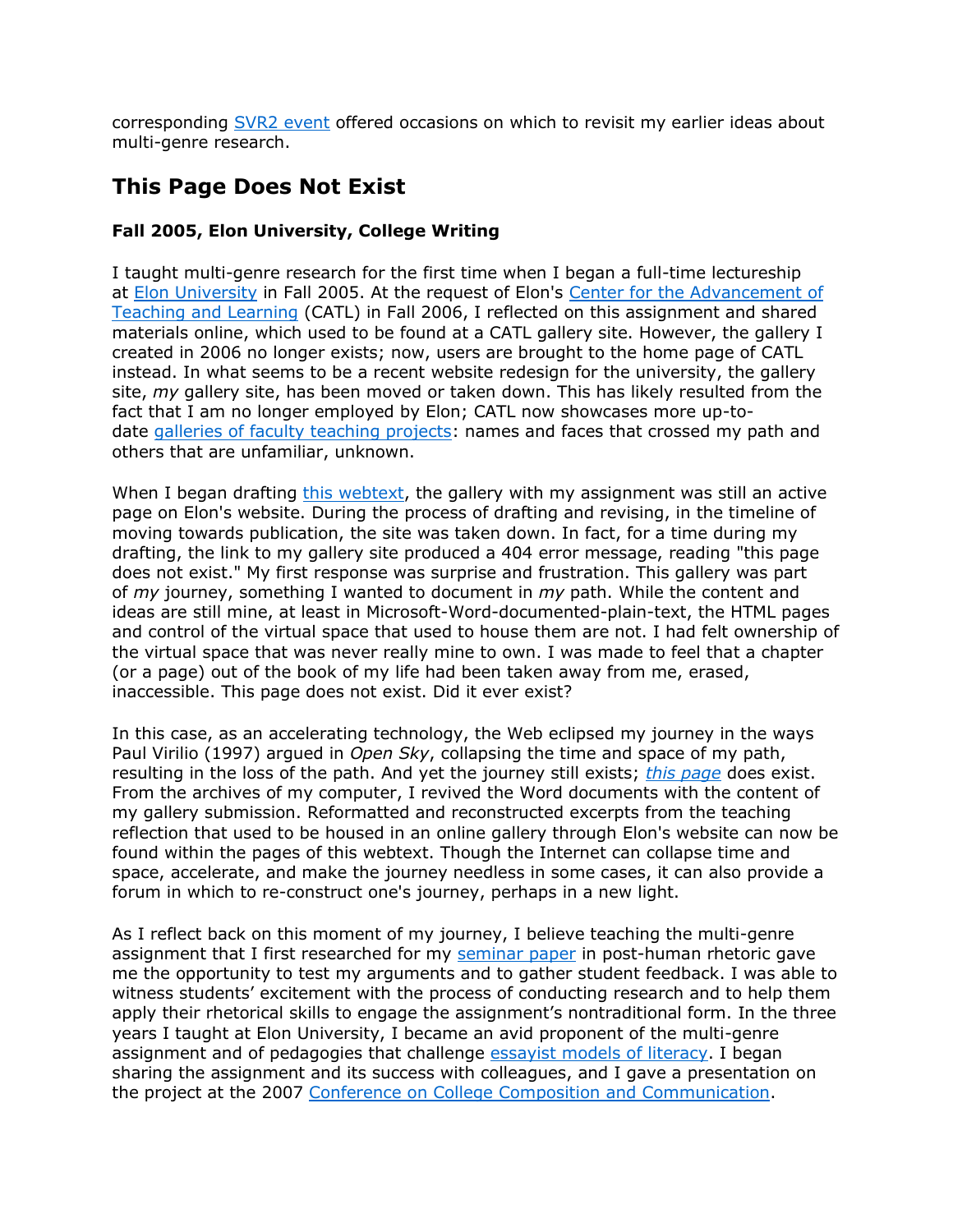corresponding SVR2 event offered occasions on which to revisit my earlier ideas about multi-genre research.

## This Page Does Not Exist

### Fall 2005, Elon University, College Writing

I taught multi-genre research for the first time when I began a full-time lectureship at Elon University in Fall 2005. At the request of Elon's Center for the Advancement of Teaching and Learning (CATL) in Fall 2006, I reflected on this assignment and shared materials online, which used to be found at a CATL gallery site. However, the gallery I created in 2006 no longer exists; now, users are brought to the home page of CATL instead. In what seems to be a recent website redesign for the university, the gallery site, *my* gallery site, has been moved or taken down. This has likely resulted from the fact that I am no longer employed by Elon; CATL now showcases more up-to-date galleries of faculty teaching projects: names and faces that crossed my path and others that are unfamiliar, unknown.

When I began drafting this webtext, the gallery with my assignment was still an active page on Elon's website. During the process of drafting and revising, in the timeline of moving towards publication, the site was taken down. In fact, for a time during my drafting, the link to my gallery site produced a 404 error message, reading "this page does not exist." My first response was surprise and frustration. This gallery was part of *my* journey, something I wanted to document in *my* path. While the content and ideas are still mine, at least in Microsoft-Word-documented-plain-text, the HTML pages and control of the virtual space that used to house them are not. I had felt ownership of the virtual space that was never really mine to own. I was made to feel that a chapter (or a page) out of the book of my life had been taken away from me, erased, inaccessible. This page does not exist. Did it ever exist?

In this case, as an accelerating technology, the Web eclipsed my journey in the ways Paul Virilio (1997) argued in *Open Sky*, collapsing the time and space of my path, resulting in the loss of the path. And yet the journey still exists; *this page* does exist. From the archives of my computer, I revived the Word documents with the content of my gallery submission. Reformatted and reconstructed excerpts from the teaching reflection that used to be housed in an online gallery through Elon's website can now be found within the pages of this webtext. Though the Internet can collapse time and space, accelerate, and make the journey needless in some cases, it can also provide a forum in which to re-construct one's journey, perhaps in a new light.

As I reflect back on this moment of my journey, I believe teaching the multi-genre assignment that I first researched for my seminar paper in post-human rhetoric gave me the opportunity to test my arguments and to gather student feedback. I was able to witness students' excitement with the process of conducting research and to help them apply their rhetorical skills to engage the assignment's nontraditional form. In the three years I taught at Elon University, I became an avid proponent of the multi-genre assignment and of pedagogies that challenge essayist models of literacy. I began sharing the assignment and its success with colleagues, and I gave a presentation on the project at the 2007 Conference on College Composition and Communication.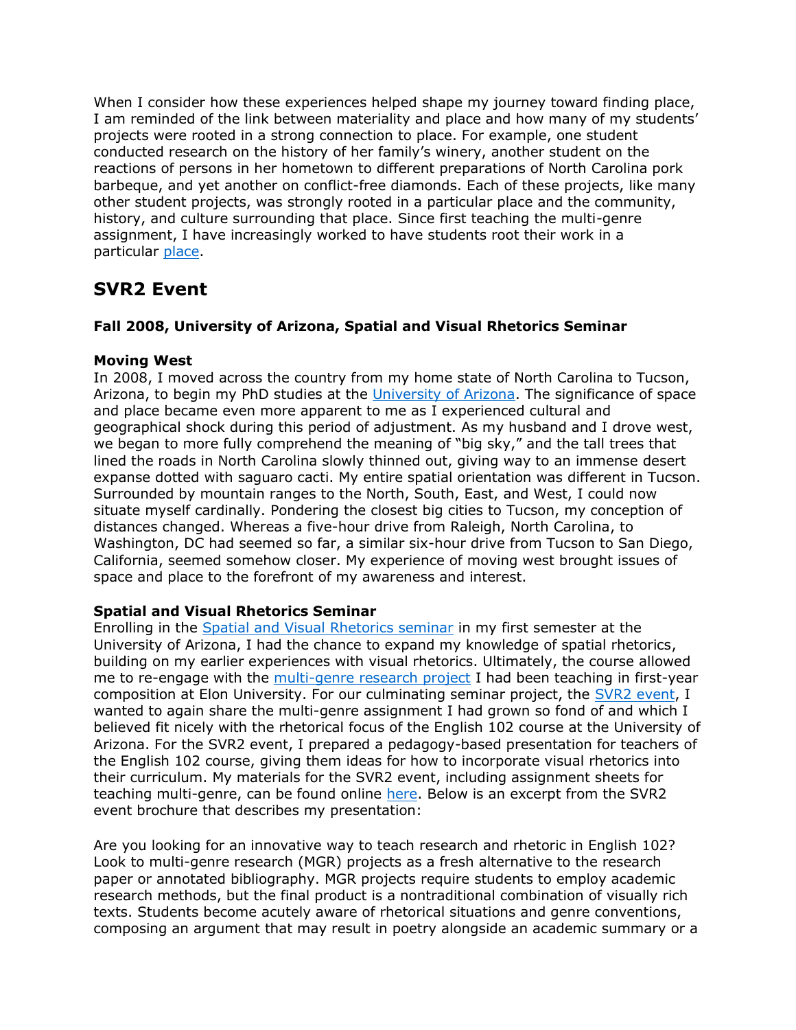When I consider how these experiences helped shape my journey toward finding place, I am reminded of the link between materiality and place and how many of my students' projects were rooted in a strong connection to place. For example, one student conducted research on the history of her family's winery, another student on the reactions of persons in her hometown to different preparations of North Carolina pork barbeque, and yet another on conflict-free diamonds. Each of these projects, like many other student projects, was strongly rooted in a particular place and the community, history, and culture surrounding that place. Since first teaching the multi-genre assignment, I have increasingly worked to have students root their work in a particular place.

## SVR2 Event

### Fall 2008, University of Arizona, Spatial and Visual Rhetorics Seminar

**Moving West**

In 2008, I moved across the country from my home state of North Carolina to Tucson, Arizona, to begin my PhD studies at the University of Arizona. The significance of space and place became even more apparent to me as I experienced cultural and geographical shock during this period of adjustment. As my husband and I drove west, we began to more fully comprehend the meaning of "big sky," and the tall trees that lined the roads in North Carolina slowly thinned out, giving way to an immense desert expanse dotted with saguaro cacti. My entire spatial orientation was different in Tucson. Surrounded by mountain ranges to the North, South, East, and West, I could now situate myself cardinally. Pondering the closest big cities to Tucson, my conception of distances changed. Whereas a five-hour drive from Raleigh, North Carolina, to Washington, DC had seemed so far, a similar six-hour drive from Tucson to San Diego, California, seemed somehow closer. My experience of moving west brought issues of space and place to the forefront of my awareness and interest.

**Spatial and Visual Rhetorics Seminar**

Enrolling in the Spatial and Visual Rhetorics seminar in my first semester at the University of Arizona, I had the chance to expand my knowledge of spatial rhetorics, building on my earlier experiences with visual rhetorics. Ultimately, the course allowed me to re-engage with the multi-genre research project I had been teaching in first-year composition at Elon University. For our culminating seminar project, the SVR2 event, I wanted to again share the multi-genre assignment I had grown so fond of and which I believed fit nicely with the rhetorical focus of the English 102 course at the University of Arizona. For the SVR2 event, I prepared a pedagogy-based presentation for teachers of the English 102 course, giving them ideas for how to incorporate visual rhetorics into their curriculum. My materials for the SVR2 event, including assignment sheets for teaching multi-genre, can be found online here. Below is an excerpt from the SVR2 event brochure that describes my presentation:

Are you looking for an innovative way to teach research and rhetoric in English 102? Look to multi-genre research (MGR) projects as a fresh alternative to the research paper or annotated bibliography. MGR projects require students to employ academic research methods, but the final product is a nontraditional combination of visually rich texts. Students become acutely aware of rhetorical situations and genre conventions, composing an argument that may result in poetry alongside an academic summary or a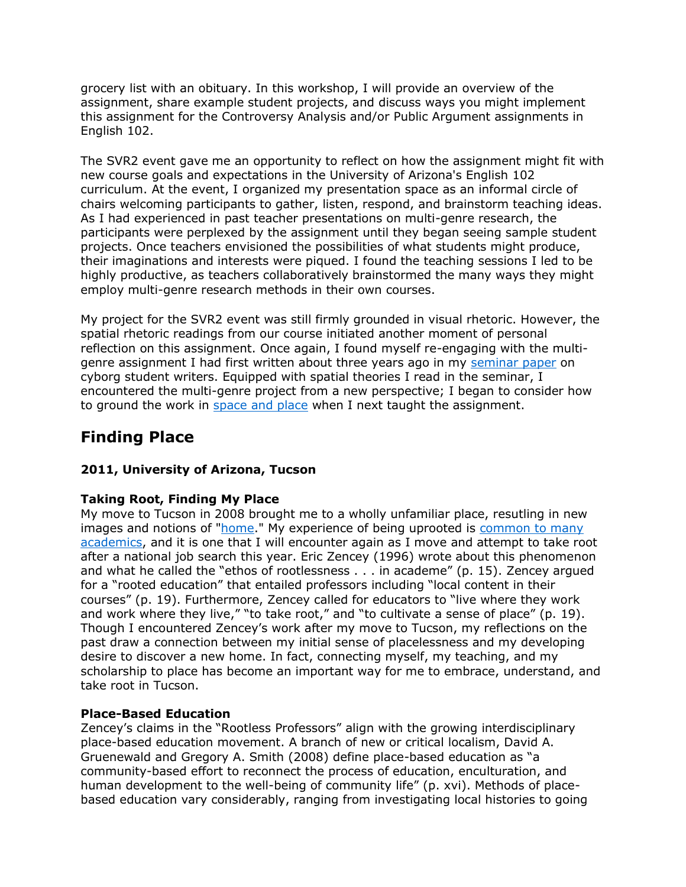grocery list with an obituary. In this workshop, I will provide an overview of the assignment, share example student projects, and discuss ways you might implement this assignment for the Controversy Analysis and/or Public Argument assignments in English 102.

The SVR2 event gave me an opportunity to reflect on how the assignment might fit with new course goals and expectations in the University of Arizona's English 102 curriculum. At the event, I organized my presentation space as an informal circle of chairs welcoming participants to gather, listen, respond, and brainstorm teaching ideas. As I had experienced in past teacher presentations on multi-genre research, the participants were perplexed by the assignment until they began seeing sample student projects. Once teachers envisioned the possibilities of what students might produce, their imaginations and interests were piqued. I found the teaching sessions I led to be highly productive, as teachers collaboratively brainstormed the many ways they might employ multi-genre research methods in their own courses.

My project for the SVR2 event was still firmly grounded in visual rhetoric. However, the spatial rhetoric readings from our course initiated another moment of personal reflection on this assignment. Once again, I found myself re-engaging with the multi-genre assignment I had first written about three years ago in my seminar paper on cyborg student writers. Equipped with spatial theories I read in the seminar, I encountered the multi-genre project from a new perspective; I began to consider how to ground the work in space and place when I next taught the assignment.

## Finding Place

### 2011, University of Arizona, Tucson

**Taking Root, Finding My Place**
My move to Tucson in 2008 brought me to a wholly unfamiliar place, resutling in new images and notions of "home." My experience of being uprooted is common to many academics, and it is one that I will encounter again as I move and attempt to take root after a national job search this year. Eric Zencey (1996) wrote about this phenomenon and what he called the "ethos of rootlessness . . . in academe" (p. 15). Zencey argued for a "rooted education" that entailed professors including "local content in their courses" (p. 19). Furthermore, Zencey called for educators to "live where they work and work where they live," "to take root," and "to cultivate a sense of place" (p. 19). Though I encountered Zencey's work after my move to Tucson, my reflections on the past draw a connection between my initial sense of placelessness and my developing desire to discover a new home. In fact, connecting myself, my teaching, and my scholarship to place has become an important way for me to embrace, understand, and take root in Tucson.

**Place-Based Education**
Zencey's claims in the "Rootless Professors" align with the growing interdisciplinary place-based education movement. A branch of new or critical localism, David A. Gruenewald and Gregory A. Smith (2008) define place-based education as "a community-based effort to reconnect the process of education, enculturation, and human development to the well-being of community life" (p. xvi). Methods of place-based education vary considerably, ranging from investigating local histories to going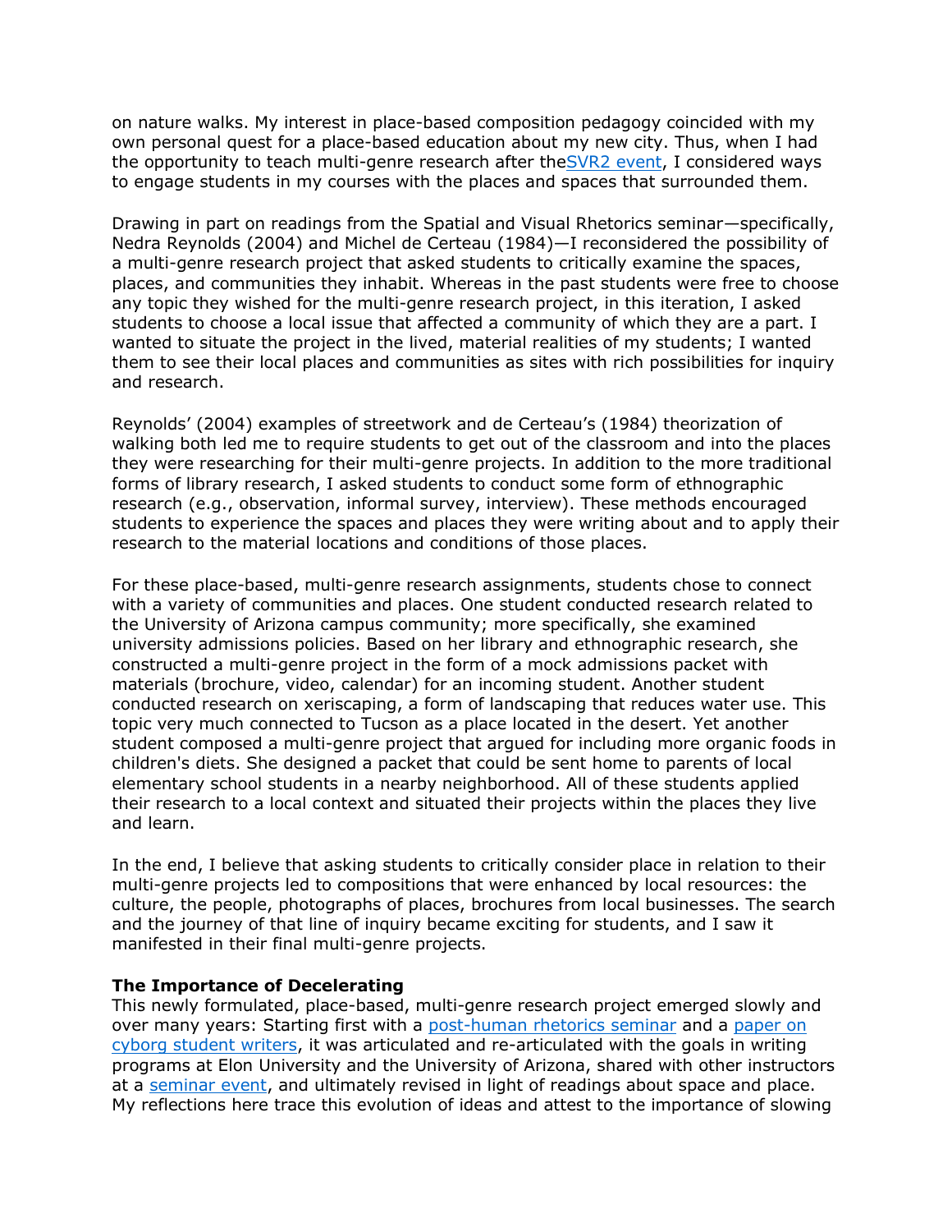on nature walks. My interest in place-based composition pedagogy coincided with my own personal quest for a place-based education about my new city. Thus, when I had the opportunity to teach multi-genre research after theSVR2 event, I considered ways to engage students in my courses with the places and spaces that surrounded them.

Drawing in part on readings from the Spatial and Visual Rhetorics seminar—specifically, Nedra Reynolds (2004) and Michel de Certeau (1984)—I reconsidered the possibility of a multi-genre research project that asked students to critically examine the spaces, places, and communities they inhabit. Whereas in the past students were free to choose any topic they wished for the multi-genre research project, in this iteration, I asked students to choose a local issue that affected a community of which they are a part. I wanted to situate the project in the lived, material realities of my students; I wanted them to see their local places and communities as sites with rich possibilities for inquiry and research.

Reynolds' (2004) examples of streetwork and de Certeau's (1984) theorization of walking both led me to require students to get out of the classroom and into the places they were researching for their multi-genre projects. In addition to the more traditional forms of library research, I asked students to conduct some form of ethnographic research (e.g., observation, informal survey, interview). These methods encouraged students to experience the spaces and places they were writing about and to apply their research to the material locations and conditions of those places.

For these place-based, multi-genre research assignments, students chose to connect with a variety of communities and places. One student conducted research related to the University of Arizona campus community; more specifically, she examined university admissions policies. Based on her library and ethnographic research, she constructed a multi-genre project in the form of a mock admissions packet with materials (brochure, video, calendar) for an incoming student. Another student conducted research on xeriscaping, a form of landscaping that reduces water use. This topic very much connected to Tucson as a place located in the desert. Yet another student composed a multi-genre project that argued for including more organic foods in children's diets. She designed a packet that could be sent home to parents of local elementary school students in a nearby neighborhood. All of these students applied their research to a local context and situated their projects within the places they live and learn.

In the end, I believe that asking students to critically consider place in relation to their multi-genre projects led to compositions that were enhanced by local resources: the culture, the people, photographs of places, brochures from local businesses. The search and the journey of that line of inquiry became exciting for students, and I saw it manifested in their final multi-genre projects.

**The Importance of Decelerating**

This newly formulated, place-based, multi-genre research project emerged slowly and over many years: Starting first with a post-human rhetorics seminar and a paper on cyborg student writers, it was articulated and re-articulated with the goals in writing programs at Elon University and the University of Arizona, shared with other instructors at a seminar event, and ultimately revised in light of readings about space and place. My reflections here trace this evolution of ideas and attest to the importance of slowing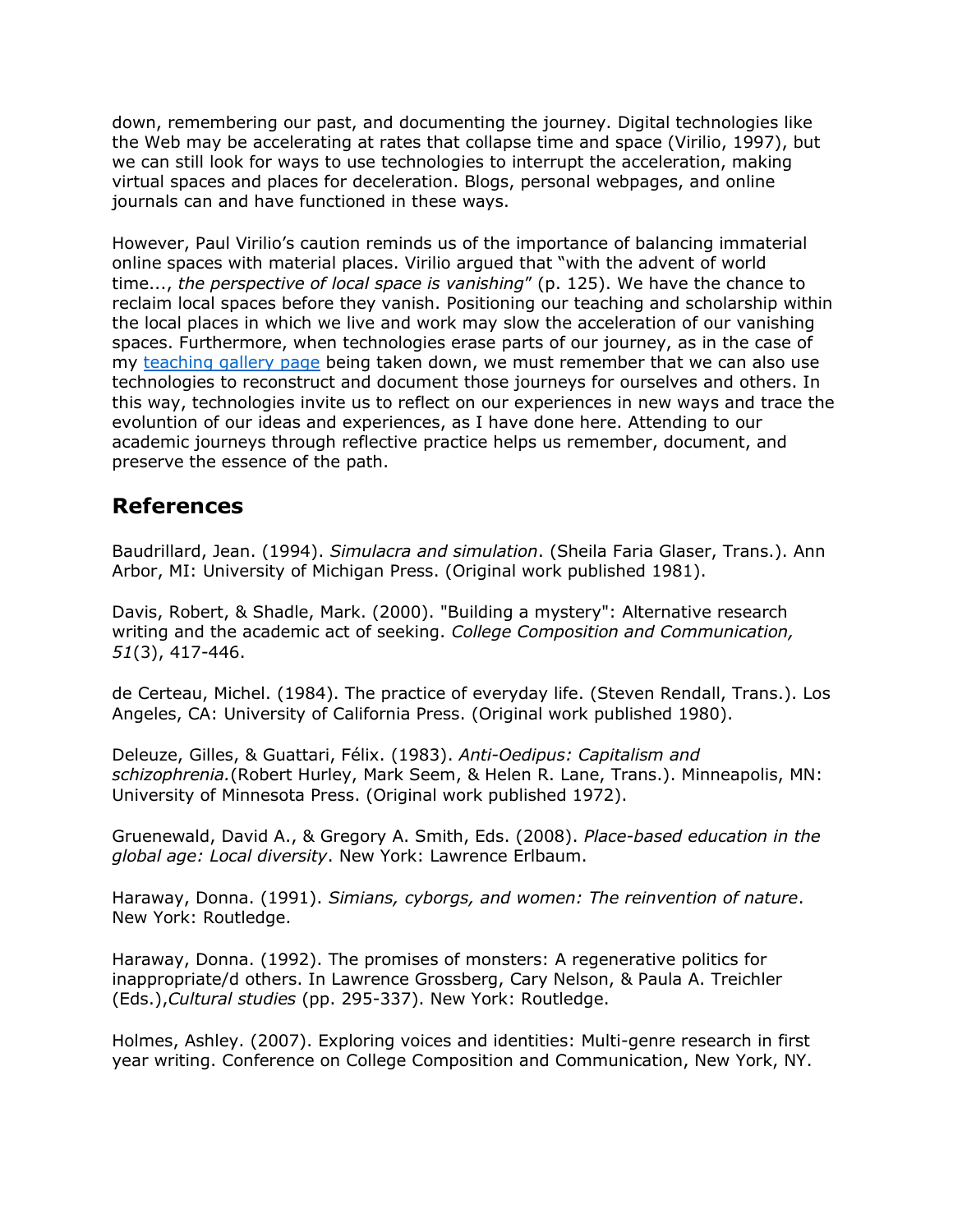down, remembering our past, and documenting the journey. Digital technologies like the Web may be accelerating at rates that collapse time and space (Virilio, 1997), but we can still look for ways to use technologies to interrupt the acceleration, making virtual spaces and places for deceleration. Blogs, personal webpages, and online journals can and have functioned in these ways.

However, Paul Virilio's caution reminds us of the importance of balancing immaterial online spaces with material places. Virilio argued that "with the advent of world time..., *the perspective of local space is vanishing*" (p. 125). We have the chance to reclaim local spaces before they vanish. Positioning our teaching and scholarship within the local places in which we live and work may slow the acceleration of our vanishing spaces. Furthermore, when technologies erase parts of our journey, as in the case of my teaching gallery page being taken down, we must remember that we can also use technologies to reconstruct and document those journeys for ourselves and others. In this way, technologies invite us to reflect on our experiences in new ways and trace the evoluntion of our ideas and experiences, as I have done here. Attending to our academic journeys through reflective practice helps us remember, document, and preserve the essence of the path.

## References

Baudrillard, Jean. (1994). *Simulacra and simulation*. (Sheila Faria Glaser, Trans.). Ann Arbor, MI: University of Michigan Press. (Original work published 1981).

Davis, Robert, & Shadle, Mark. (2000). "Building a mystery": Alternative research writing and the academic act of seeking. *College Composition and Communication, 51*(3), 417-446.

de Certeau, Michel. (1984). The practice of everyday life. (Steven Rendall, Trans.). Los Angeles, CA: University of California Press. (Original work published 1980).

Deleuze, Gilles, & Guattari, Félix. (1983). *Anti-Oedipus: Capitalism and schizophrenia.*(Robert Hurley, Mark Seem, & Helen R. Lane, Trans.). Minneapolis, MN: University of Minnesota Press. (Original work published 1972).

Gruenewald, David A., & Gregory A. Smith, Eds. (2008). *Place-based education in the global age: Local diversity*. New York: Lawrence Erlbaum.

Haraway, Donna. (1991). *Simians, cyborgs, and women: The reinvention of nature*. New York: Routledge.

Haraway, Donna. (1992). The promises of monsters: A regenerative politics for inappropriate/d others. In Lawrence Grossberg, Cary Nelson, & Paula A. Treichler (Eds.),*Cultural studies* (pp. 295-337). New York: Routledge.

Holmes, Ashley. (2007). Exploring voices and identities: Multi-genre research in first year writing. Conference on College Composition and Communication, New York, NY.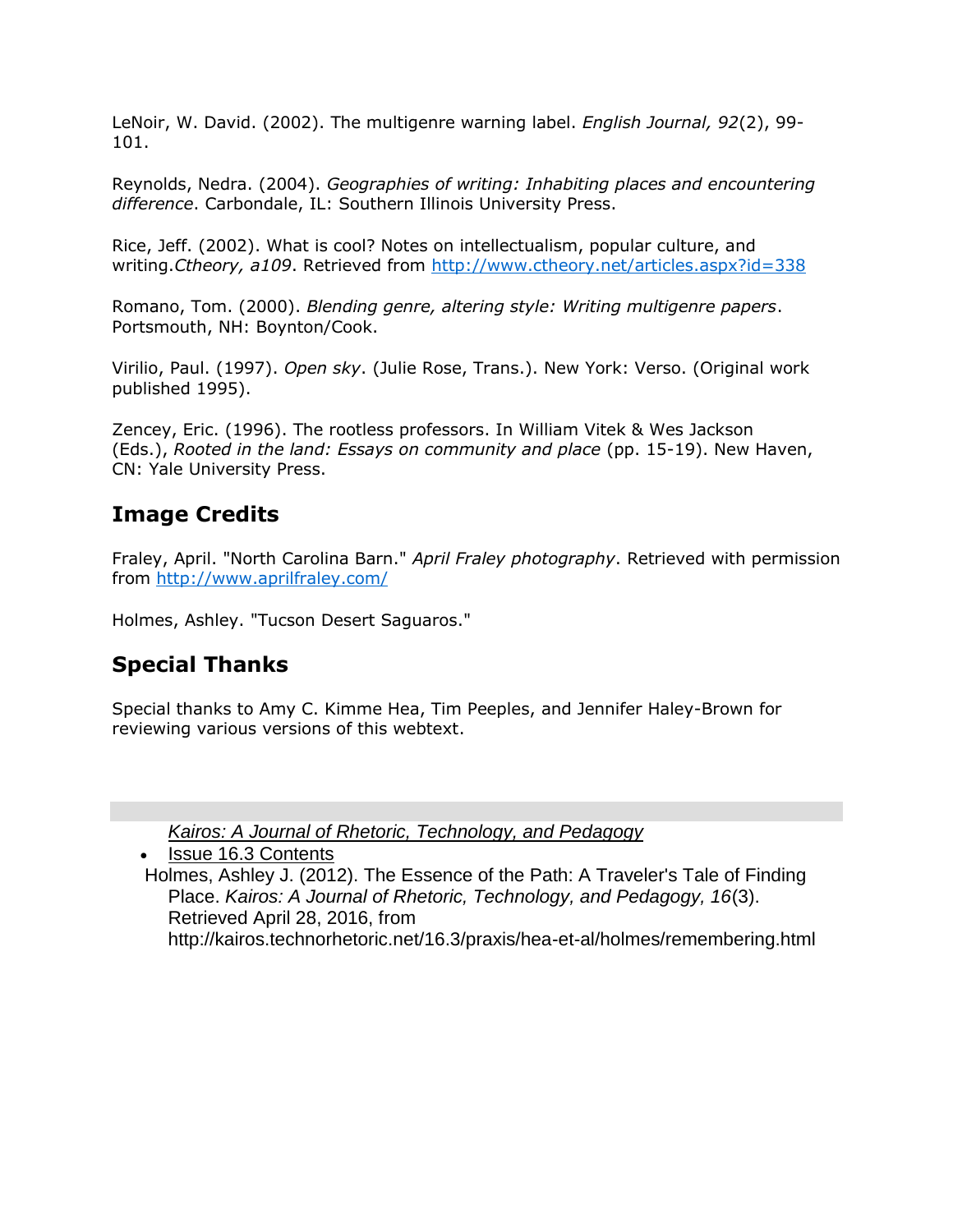LeNoir, W. David. (2002). The multigenre warning label. *English Journal, 92*(2), 99-101.

Reynolds, Nedra. (2004). *Geographies of writing: Inhabiting places and encountering difference*. Carbondale, IL: Southern Illinois University Press.

Rice, Jeff. (2002). What is cool? Notes on intellectualism, popular culture, and writing.*Ctheory, a109*. Retrieved from http://www.ctheory.net/articles.aspx?id=338

Romano, Tom. (2000). *Blending genre, altering style: Writing multigenre papers*. Portsmouth, NH: Boynton/Cook.

Virilio, Paul. (1997). *Open sky*. (Julie Rose, Trans.). New York: Verso. (Original work published 1995).

Zencey, Eric. (1996). The rootless professors. In William Vitek & Wes Jackson (Eds.), *Rooted in the land: Essays on community and place* (pp. 15-19). New Haven, CN: Yale University Press.

## Image Credits

Fraley, April. "North Carolina Barn." *April Fraley photography*. Retrieved with permission from http://www.aprilfraley.com/

Holmes, Ashley. "Tucson Desert Saguaros."

## Special Thanks

Special thanks to Amy C. Kimme Hea, Tim Peeples, and Jennifer Haley-Brown for reviewing various versions of this webtext.

---

*Kairos: A Journal of Rhetoric, Technology, and Pedagogy*

- Issue 16.3 Contents

Holmes, Ashley J. (2012). The Essence of the Path: A Traveler's Tale of Finding Place. *Kairos: A Journal of Rhetoric, Technology, and Pedagogy, 16*(3). Retrieved April 28, 2016, from http://kairos.technorhetoric.net/16.3/praxis/hea-et-al/holmes/remembering.html